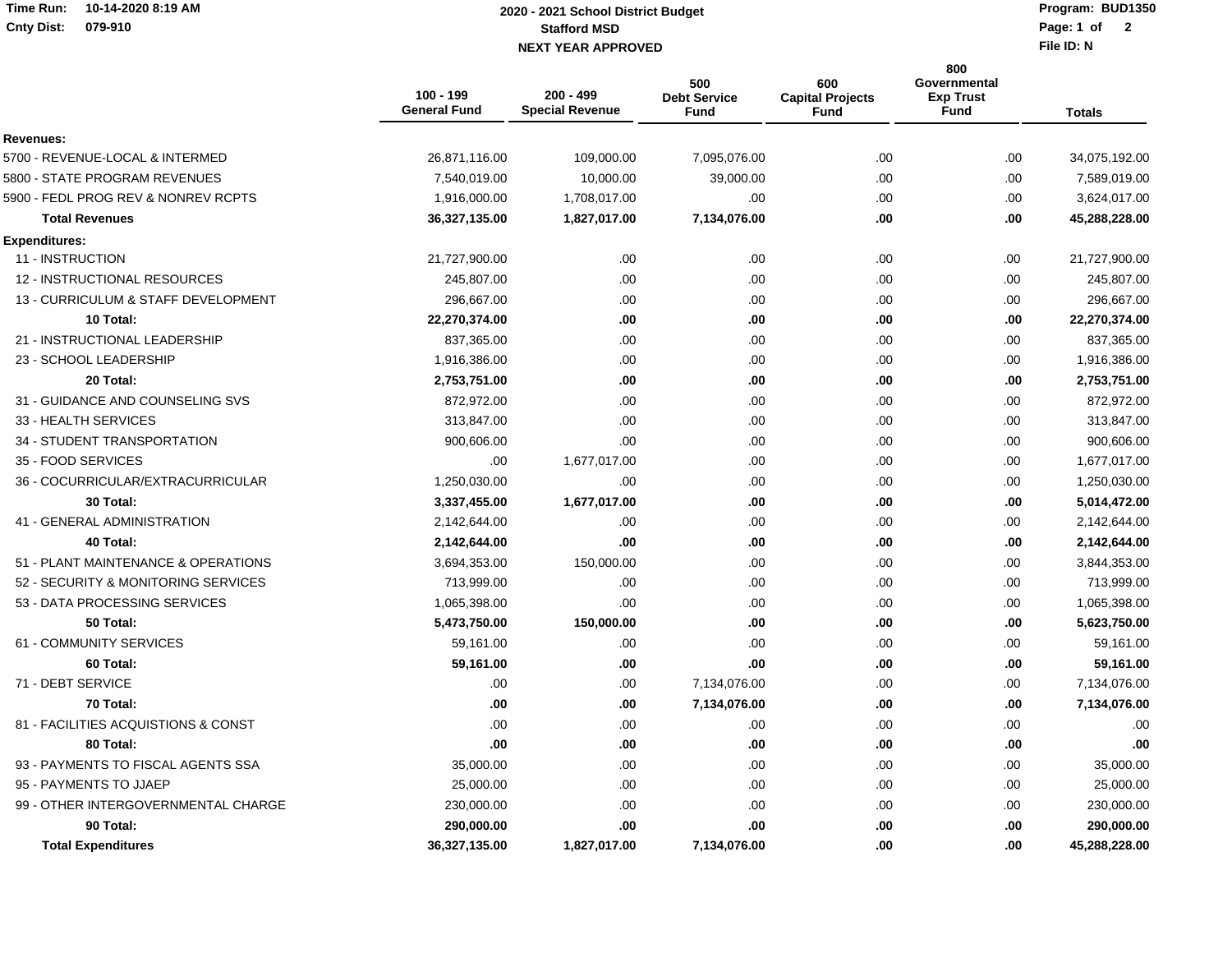# 2020 - 2021 School District Budget

**Stafford MSD**

**NEXT YEAR APPROVED**

Time Run: 10-14-2020 8:19 AM
Cnty Dist: 079-910

Program: BUD1350
File ID: N

| | 100 - 199 General Fund | 200 - 499 Special Revenue | 500 Debt Service Fund | 600 Capital Projects Fund | 800 Governmental Exp Trust Fund | Totals |
|---|---|---|---|---|---|---|
| **Revenues:** | | | | | | |
| 5700 - REVENUE-LOCAL & INTERMED | 26,871,116.00 | 109,000.00 | 7,095,076.00 | .00 | .00 | 34,075,192.00 |
| 5800 - STATE PROGRAM REVENUES | 7,540,019.00 | 10,000.00 | 39,000.00 | .00 | .00 | 7,589,019.00 |
| 5900 - FEDL PROG REV & NONREV RCPTS | 1,916,000.00 | 1,708,017.00 | .00 | .00 | .00 | 3,624,017.00 |
| **Total Revenues** | **36,327,135.00** | **1,827,017.00** | **7,134,076.00** | **.00** | **.00** | **45,288,228.00** |
| **Expenditures:** | | | | | | |
| 11 - INSTRUCTION | 21,727,900.00 | .00 | .00 | .00 | .00 | 21,727,900.00 |
| 12 - INSTRUCTIONAL RESOURCES | 245,807.00 | .00 | .00 | .00 | .00 | 245,807.00 |
| 13 - CURRICULUM & STAFF DEVELOPMENT | 296,667.00 | .00 | .00 | .00 | .00 | 296,667.00 |
| **10 Total:** | **22,270,374.00** | **.00** | **.00** | **.00** | **.00** | **22,270,374.00** |
| 21 - INSTRUCTIONAL LEADERSHIP | 837,365.00 | .00 | .00 | .00 | .00 | 837,365.00 |
| 23 - SCHOOL LEADERSHIP | 1,916,386.00 | .00 | .00 | .00 | .00 | 1,916,386.00 |
| **20 Total:** | **2,753,751.00** | **.00** | **.00** | **.00** | **.00** | **2,753,751.00** |
| 31 - GUIDANCE AND COUNSELING SVS | 872,972.00 | .00 | .00 | .00 | .00 | 872,972.00 |
| 33 - HEALTH SERVICES | 313,847.00 | .00 | .00 | .00 | .00 | 313,847.00 |
| 34 - STUDENT TRANSPORTATION | 900,606.00 | .00 | .00 | .00 | .00 | 900,606.00 |
| 35 - FOOD SERVICES | .00 | 1,677,017.00 | .00 | .00 | .00 | 1,677,017.00 |
| 36 - COCURRICULAR/EXTRACURRICULAR | 1,250,030.00 | .00 | .00 | .00 | .00 | 1,250,030.00 |
| **30 Total:** | **3,337,455.00** | **1,677,017.00** | **.00** | **.00** | **.00** | **5,014,472.00** |
| 41 - GENERAL ADMINISTRATION | 2,142,644.00 | .00 | .00 | .00 | .00 | 2,142,644.00 |
| **40 Total:** | **2,142,644.00** | **.00** | **.00** | **.00** | **.00** | **2,142,644.00** |
| 51 - PLANT MAINTENANCE & OPERATIONS | 3,694,353.00 | 150,000.00 | .00 | .00 | .00 | 3,844,353.00 |
| 52 - SECURITY & MONITORING SERVICES | 713,999.00 | .00 | .00 | .00 | .00 | 713,999.00 |
| 53 - DATA PROCESSING SERVICES | 1,065,398.00 | .00 | .00 | .00 | .00 | 1,065,398.00 |
| **50 Total:** | **5,473,750.00** | **150,000.00** | **.00** | **.00** | **.00** | **5,623,750.00** |
| 61 - COMMUNITY SERVICES | 59,161.00 | .00 | .00 | .00 | .00 | 59,161.00 |
| **60 Total:** | **59,161.00** | **.00** | **.00** | **.00** | **.00** | **59,161.00** |
| 71 - DEBT SERVICE | .00 | .00 | 7,134,076.00 | .00 | .00 | 7,134,076.00 |
| **70 Total:** | **.00** | **.00** | **7,134,076.00** | **.00** | **.00** | **7,134,076.00** |
| 81 - FACILITIES ACQUISTIONS & CONST | .00 | .00 | .00 | .00 | .00 | .00 |
| **80 Total:** | **.00** | **.00** | **.00** | **.00** | **.00** | **.00** |
| 93 - PAYMENTS TO FISCAL AGENTS SSA | 35,000.00 | .00 | .00 | .00 | .00 | 35,000.00 |
| 95 - PAYMENTS TO JJAEP | 25,000.00 | .00 | .00 | .00 | .00 | 25,000.00 |
| 99 - OTHER INTERGOVERNMENTAL CHARGE | 230,000.00 | .00 | .00 | .00 | .00 | 230,000.00 |
| **90 Total:** | **290,000.00** | **.00** | **.00** | **.00** | **.00** | **290,000.00** |
| **Total Expenditures** | **36,327,135.00** | **1,827,017.00** | **7,134,076.00** | **.00** | **.00** | **45,288,228.00** |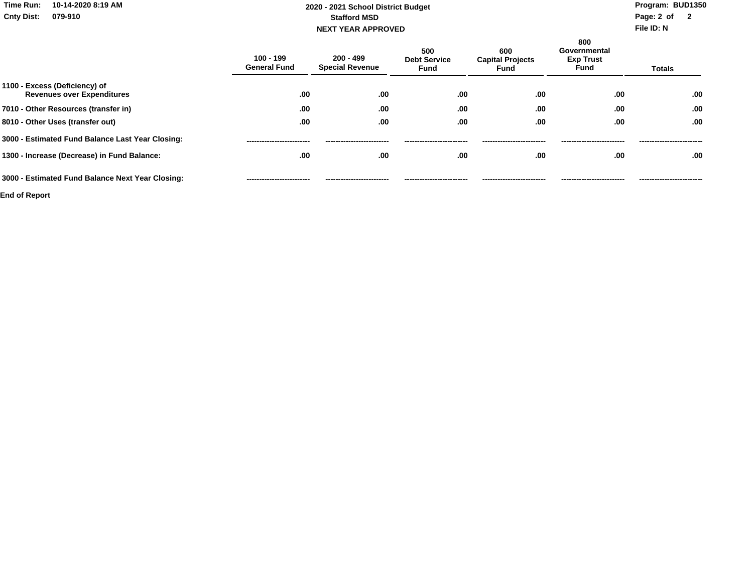2020 - 2021 School District Budget
Stafford MSD
NEXT YEAR APPROVED

| | 100 - 199 General Fund | 200 - 499 Special Revenue | 500 Debt Service Fund | 600 Capital Projects Fund | 800 Governmental Exp Trust Fund | Totals |
|---|---|---|---|---|---|---|
| **1100 - Excess (Deficiency) of Revenues over Expenditures** | .00 | .00 | .00 | .00 | .00 | .00 |
| **7010 - Other Resources (transfer in)** | .00 | .00 | .00 | .00 | .00 | .00 |
| **8010 - Other Uses (transfer out)** | .00 | .00 | .00 | .00 | .00 | .00 |
| **3000 - Estimated Fund Balance Last Year Closing:** | ------------------------- | ------------------------- | ------------------------- | ------------------------- | ------------------------- | ------------------------- |
| **1300 - Increase (Decrease) in Fund Balance:** | .00 | .00 | .00 | .00 | .00 | .00 |
| **3000 - Estimated Fund Balance Next Year Closing:** | ------------------------- | ------------------------- | ------------------------- | ------------------------- | ------------------------- | ------------------------- |

**End of Report**